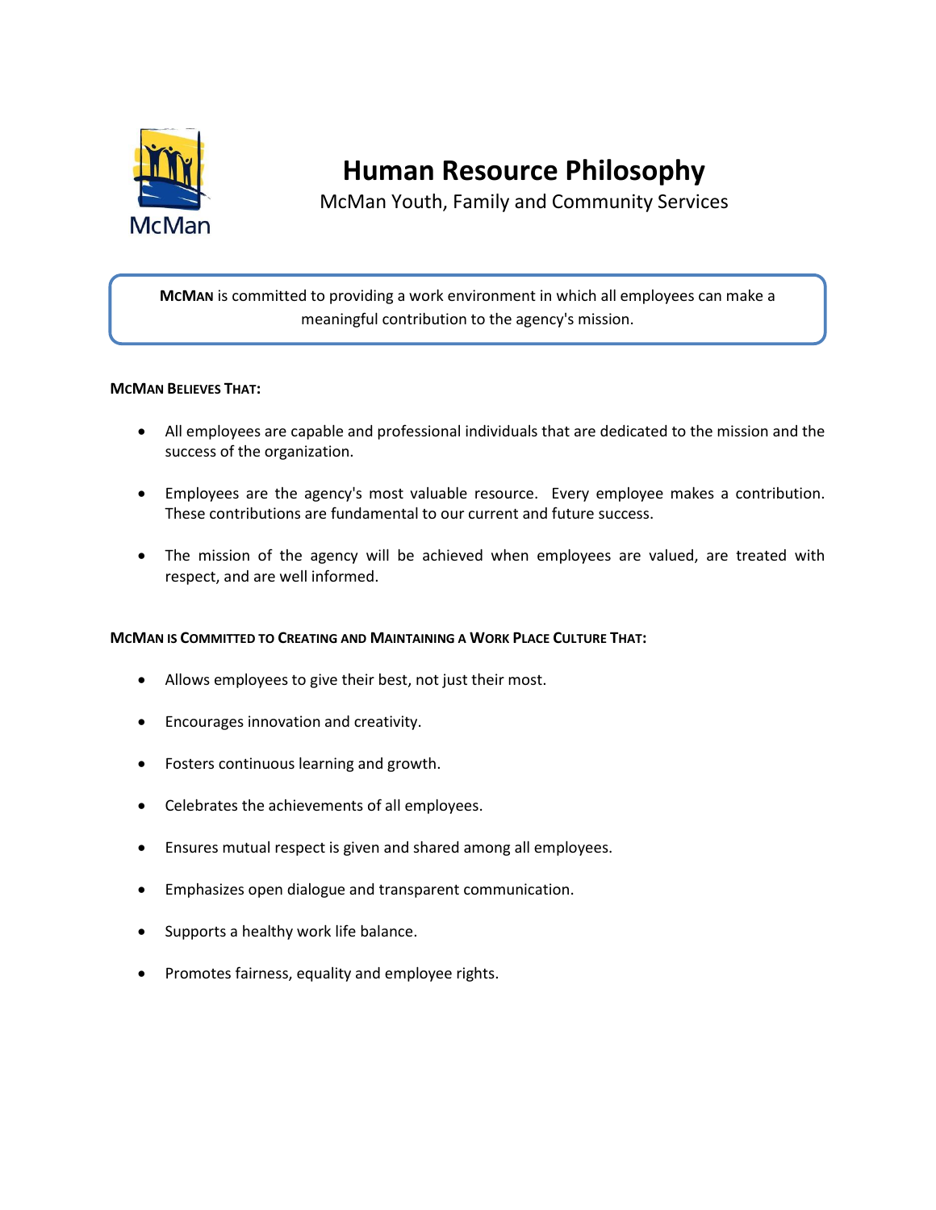# Human Resource Philosophy

McMan Youth, Family and Community Services

**McMan** is committed to providing a work environment in which all employees can make a meaningful contribution to the agency's mission.

**McMan Believes That:**

- All employees are capable and professional individuals that are dedicated to the mission and the success of the organization.
- Employees are the agency's most valuable resource. Every employee makes a contribution. These contributions are fundamental to our current and future success.
- The mission of the agency will be achieved when employees are valued, are treated with respect, and are well informed.

**McMan is Committed to Creating and Maintaining a Work Place Culture That:**

- Allows employees to give their best, not just their most.
- Encourages innovation and creativity.
- Fosters continuous learning and growth.
- Celebrates the achievements of all employees.
- Ensures mutual respect is given and shared among all employees.
- Emphasizes open dialogue and transparent communication.
- Supports a healthy work life balance.
- Promotes fairness, equality and employee rights.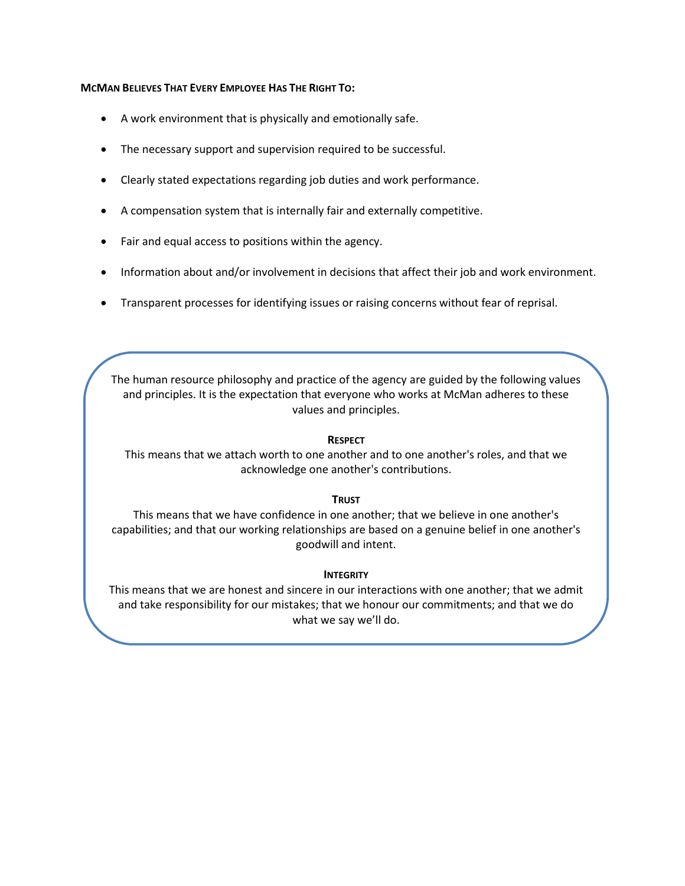**McMan Believes That Every Employee Has The Right To:**

- A work environment that is physically and emotionally safe.
- The necessary support and supervision required to be successful.
- Clearly stated expectations regarding job duties and work performance.
- A compensation system that is internally fair and externally competitive.
- Fair and equal access to positions within the agency.
- Information about and/or involvement in decisions that affect their job and work environment.
- Transparent processes for identifying issues or raising concerns without fear of reprisal.

The human resource philosophy and practice of the agency are guided by the following values and principles. It is the expectation that everyone who works at McMan adheres to these values and principles.

**Respect**

This means that we attach worth to one another and to one another's roles, and that we acknowledge one another's contributions.

**Trust**

This means that we have confidence in one another; that we believe in one another's capabilities; and that our working relationships are based on a genuine belief in one another's goodwill and intent.

**Integrity**

This means that we are honest and sincere in our interactions with one another; that we admit and take responsibility for our mistakes; that we honour our commitments; and that we do what we say we'll do.